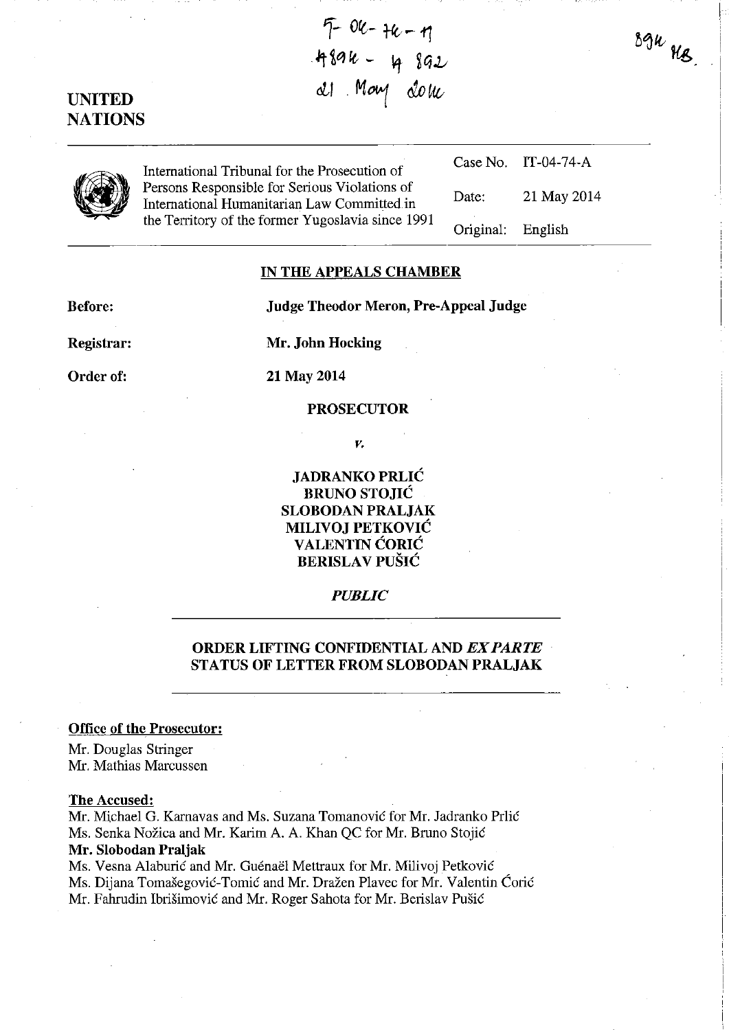IT-04-74-A
4894 - 4892
21 May 2014

4894 MB.

**UNITED NATIONS**

| International Tribunal for the Prosecution of Persons Responsible for Serious Violations of International Humanitarian Law Committed in the Territory of the former Yugoslavia since 1991 | Case No. | IT-04-74-A |
|---|---|---|
| | Date: | 21 May 2014 |
| | Original: | English |

## IN THE APPEALS CHAMBER

**Before:** **Judge Theodor Meron, Pre-Appeal Judge**

**Registrar:** **Mr. John Hocking**

**Order of:** **21 May 2014**

**PROSECUTOR**

*v.*

**JADRANKO PRLIĆ**
**BRUNO STOJIĆ**
**SLOBODAN PRALJAK**
**MILIVOJ PETKOVIĆ**
**VALENTIN ĆORIĆ**
**BERISLAV PUŠIĆ**

***PUBLIC***

## ORDER LIFTING CONFIDENTIAL AND *EX PARTE* STATUS OF LETTER FROM SLOBODAN PRALJAK

**Office of the Prosecutor:**

Mr. Douglas Stringer
Mr. Mathias Marcussen

**The Accused:**

Mr. Michael G. Karnavas and Ms. Suzana Tomanović for Mr. Jadranko Prlić
Ms. Senka Nožica and Mr. Karim A. A. Khan QC for Mr. Bruno Stojić
**Mr. Slobodan Praljak**
Ms. Vesna Alaburić and Mr. Guénaël Mettraux for Mr. Milivoj Petković
Ms. Dijana Tomašegović-Tomić and Mr. Dražen Plavec for Mr. Valentin Ćorić
Mr. Fahrudin Ibrišimović and Mr. Roger Sahota for Mr. Berislav Pušić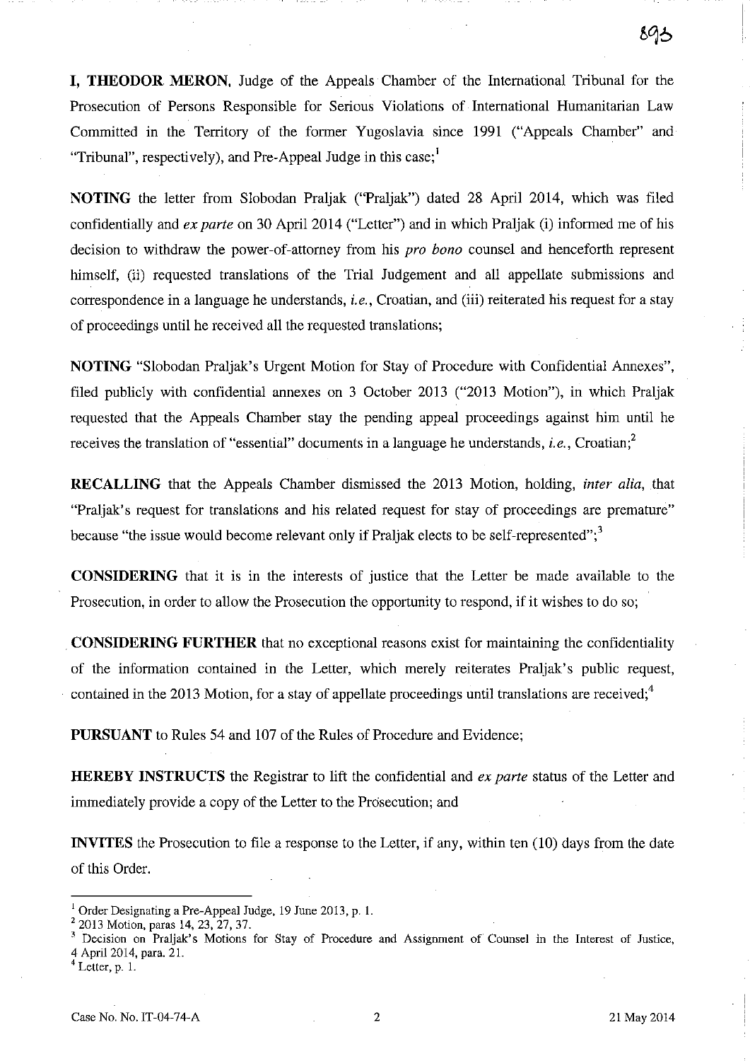**I, THEODOR MERON**, Judge of the Appeals Chamber of the International Tribunal for the Prosecution of Persons Responsible for Serious Violations of International Humanitarian Law Committed in the Territory of the former Yugoslavia since 1991 ("Appeals Chamber" and "Tribunal", respectively), and Pre-Appeal Judge in this case;[1]

**NOTING** the letter from Slobodan Praljak ("Praljak") dated 28 April 2014, which was filed confidentially and *ex parte* on 30 April 2014 ("Letter") and in which Praljak (i) informed me of his decision to withdraw the power-of-attorney from his *pro bono* counsel and henceforth represent himself, (ii) requested translations of the Trial Judgement and all appellate submissions and correspondence in a language he understands, *i.e.*, Croatian, and (iii) reiterated his request for a stay of proceedings until he received all the requested translations;

**NOTING** "Slobodan Praljak's Urgent Motion for Stay of Procedure with Confidential Annexes", filed publicly with confidential annexes on 3 October 2013 ("2013 Motion"), in which Praljak requested that the Appeals Chamber stay the pending appeal proceedings against him until he receives the translation of "essential" documents in a language he understands, *i.e.*, Croatian;[2]

**RECALLING** that the Appeals Chamber dismissed the 2013 Motion, holding, *inter alia*, that "Praljak's request for translations and his related request for stay of proceedings are premature" because "the issue would become relevant only if Praljak elects to be self-represented";[3]

**CONSIDERING** that it is in the interests of justice that the Letter be made available to the Prosecution, in order to allow the Prosecution the opportunity to respond, if it wishes to do so;

**CONSIDERING FURTHER** that no exceptional reasons exist for maintaining the confidentiality of the information contained in the Letter, which merely reiterates Praljak's public request, contained in the 2013 Motion, for a stay of appellate proceedings until translations are received;[4]

**PURSUANT** to Rules 54 and 107 of the Rules of Procedure and Evidence;

**HEREBY INSTRUCTS** the Registrar to lift the confidential and *ex parte* status of the Letter and immediately provide a copy of the Letter to the Prosecution; and

**INVITES** the Prosecution to file a response to the Letter, if any, within ten (10) days from the date of this Order.

---

[1] Order Designating a Pre-Appeal Judge, 19 June 2013, p. 1.

[2] 2013 Motion, paras 14, 23, 27, 37.

[3] Decision on Praljak's Motions for Stay of Procedure and Assignment of Counsel in the Interest of Justice, 4 April 2014, para. 21.

[4] Letter, p. 1.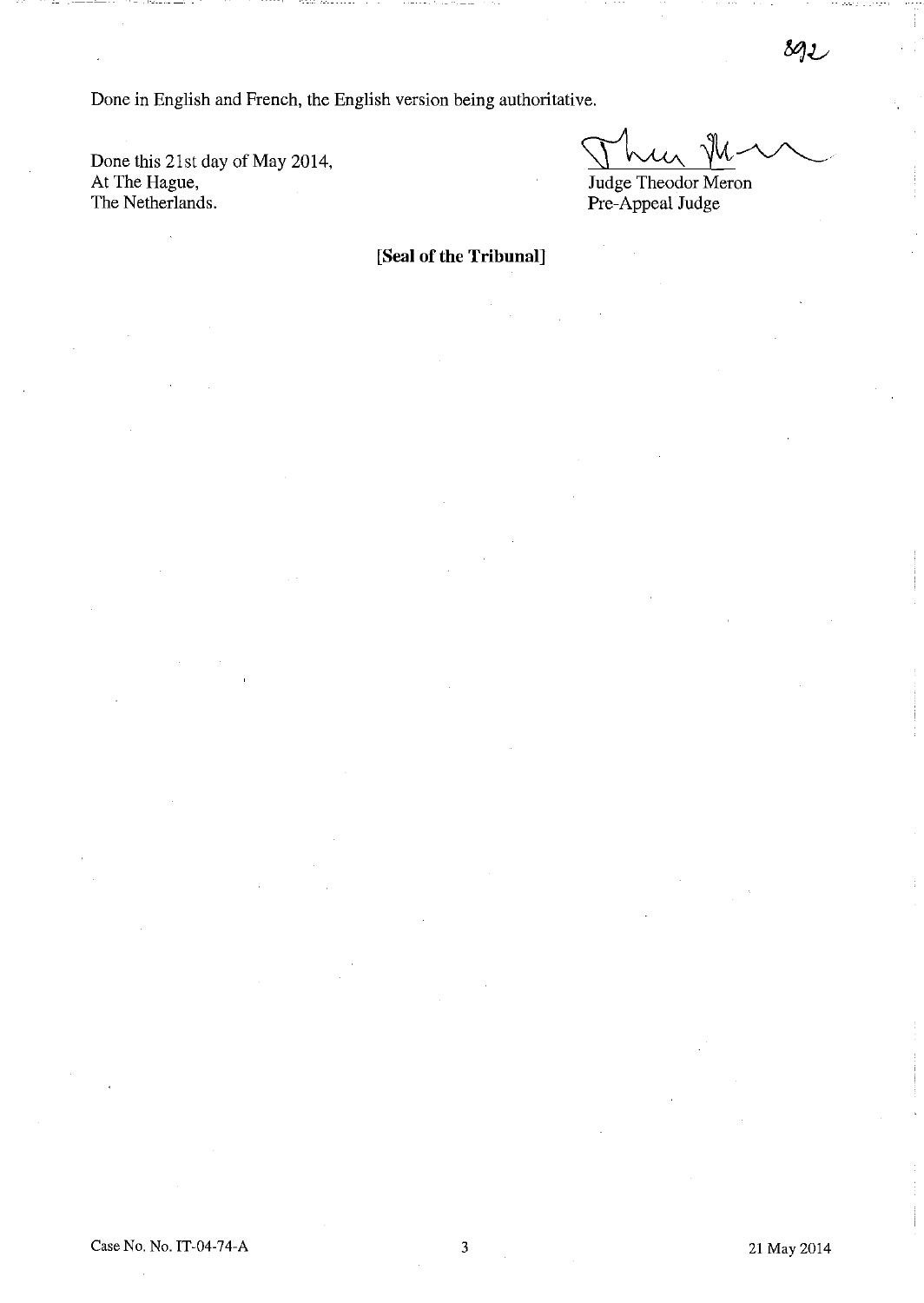Done in English and French, the English version being authoritative.

Done this 21st day of May 2014,
At The Hague,
The Netherlands.

Judge Theodor Meron
Pre-Appeal Judge

**[Seal of the Tribunal]**